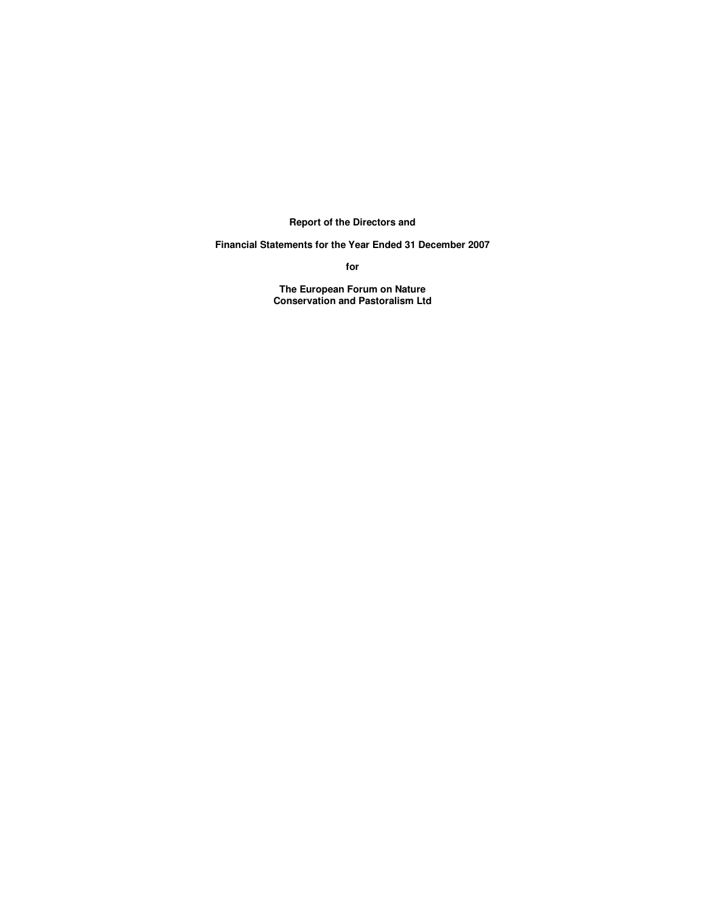**Report of the Directors and**

**Financial Statements for the Year Ended 31 December 2007**

**for**

**The European Forum on Nature Conservation and Pastoralism Ltd**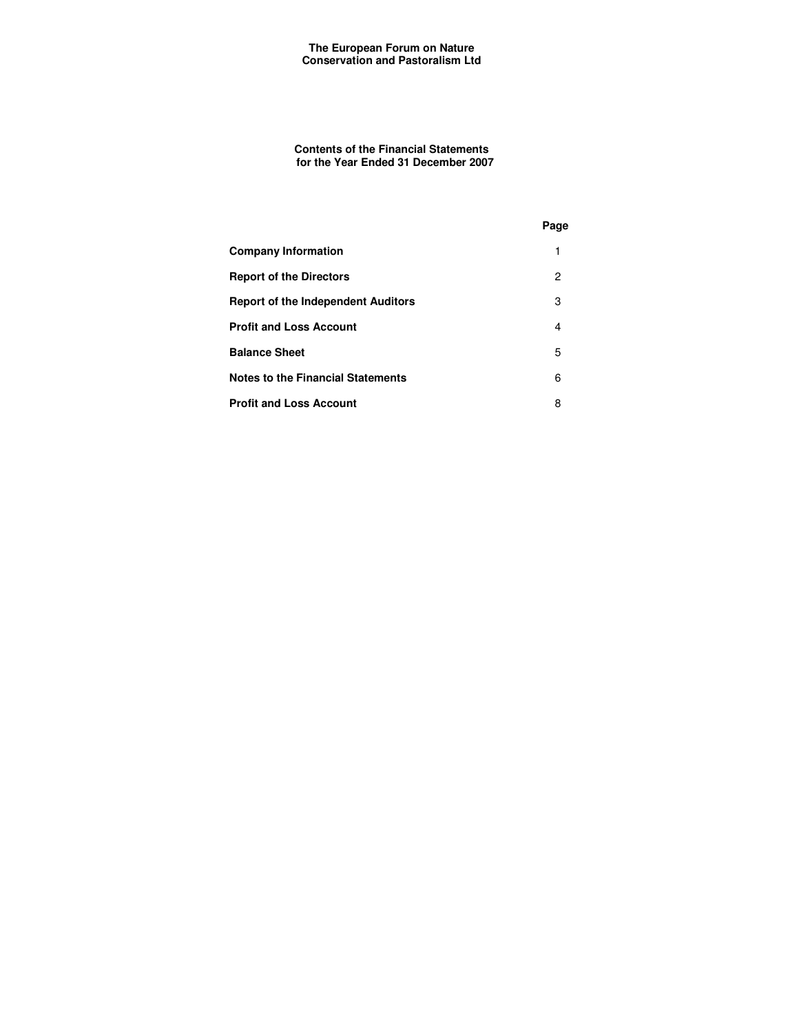**The European Forum on Nature Conservation and Pastoralism Ltd**

**Contents of the Financial Statements for the Year Ended 31 December 2007**

| | Page |
|---|---|
| **Company Information** | 1 |
| **Report of the Directors** | 2 |
| **Report of the Independent Auditors** | 3 |
| **Profit and Loss Account** | 4 |
| **Balance Sheet** | 5 |
| **Notes to the Financial Statements** | 6 |
| **Profit and Loss Account** | 8 |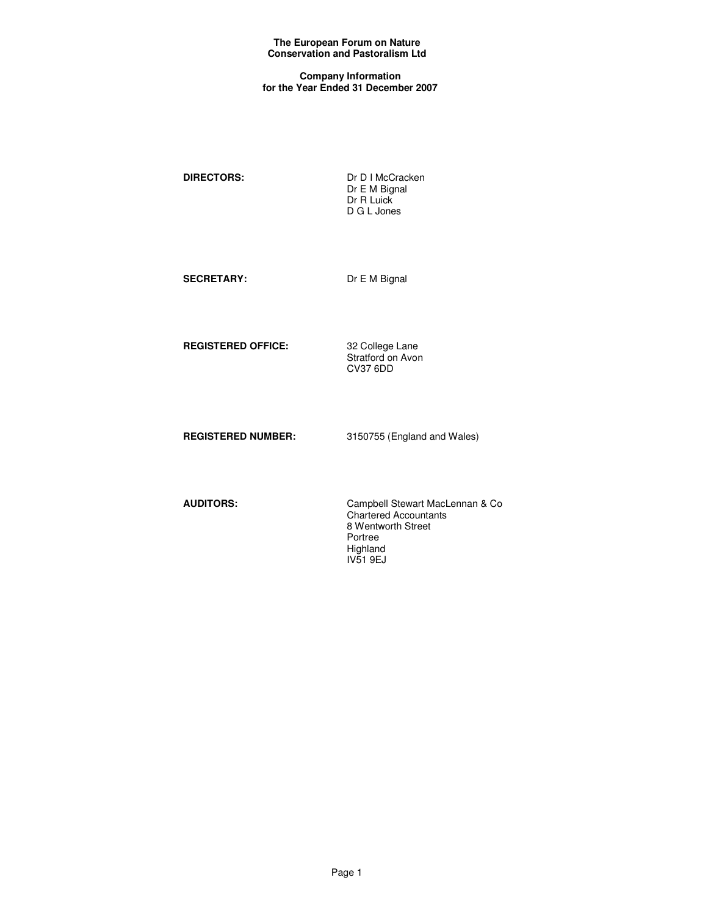**The European Forum on Nature Conservation and Pastoralism Ltd**

**Company Information for the Year Ended 31 December 2007**

| | |
|---|---|
| **DIRECTORS:** | Dr D I McCracken<br>Dr E M Bignal<br>Dr R Luick<br>D G L Jones |
| **SECRETARY:** | Dr E M Bignal |
| **REGISTERED OFFICE:** | 32 College Lane<br>Stratford on Avon<br>CV37 6DD |
| **REGISTERED NUMBER:** | 3150755 (England and Wales) |
| **AUDITORS:** | Campbell Stewart MacLennan & Co<br>Chartered Accountants<br>8 Wentworth Street<br>Portree<br>Highland<br>IV51 9EJ |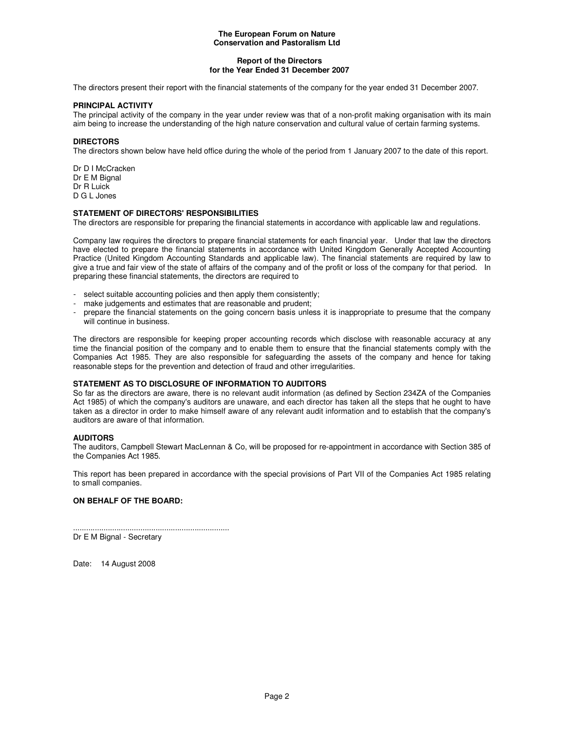**The European Forum on Nature Conservation and Pastoralism Ltd**

**Report of the Directors for the Year Ended 31 December 2007**

The directors present their report with the financial statements of the company for the year ended 31 December 2007.

**PRINCIPAL ACTIVITY**

The principal activity of the company in the year under review was that of a non-profit making organisation with its main aim being to increase the understanding of the high nature conservation and cultural value of certain farming systems.

**DIRECTORS**

The directors shown below have held office during the whole of the period from 1 January 2007 to the date of this report.

Dr D I McCracken
Dr E M Bignal
Dr R Luick
D G L Jones

**STATEMENT OF DIRECTORS' RESPONSIBILITIES**

The directors are responsible for preparing the financial statements in accordance with applicable law and regulations.

Company law requires the directors to prepare financial statements for each financial year. Under that law the directors have elected to prepare the financial statements in accordance with United Kingdom Generally Accepted Accounting Practice (United Kingdom Accounting Standards and applicable law). The financial statements are required by law to give a true and fair view of the state of affairs of the company and of the profit or loss of the company for that period. In preparing these financial statements, the directors are required to

- select suitable accounting policies and then apply them consistently;
- make judgements and estimates that are reasonable and prudent;
- prepare the financial statements on the going concern basis unless it is inappropriate to presume that the company will continue in business.

The directors are responsible for keeping proper accounting records which disclose with reasonable accuracy at any time the financial position of the company and to enable them to ensure that the financial statements comply with the Companies Act 1985. They are also responsible for safeguarding the assets of the company and hence for taking reasonable steps for the prevention and detection of fraud and other irregularities.

**STATEMENT AS TO DISCLOSURE OF INFORMATION TO AUDITORS**

So far as the directors are aware, there is no relevant audit information (as defined by Section 234ZA of the Companies Act 1985) of which the company's auditors are unaware, and each director has taken all the steps that he ought to have taken as a director in order to make himself aware of any relevant audit information and to establish that the company's auditors are aware of that information.

**AUDITORS**

The auditors, Campbell Stewart MacLennan & Co, will be proposed for re-appointment in accordance with Section 385 of the Companies Act 1985.

This report has been prepared in accordance with the special provisions of Part VII of the Companies Act 1985 relating to small companies.

**ON BEHALF OF THE BOARD:**

........................................................................
Dr E M Bignal - Secretary

Date: 14 August 2008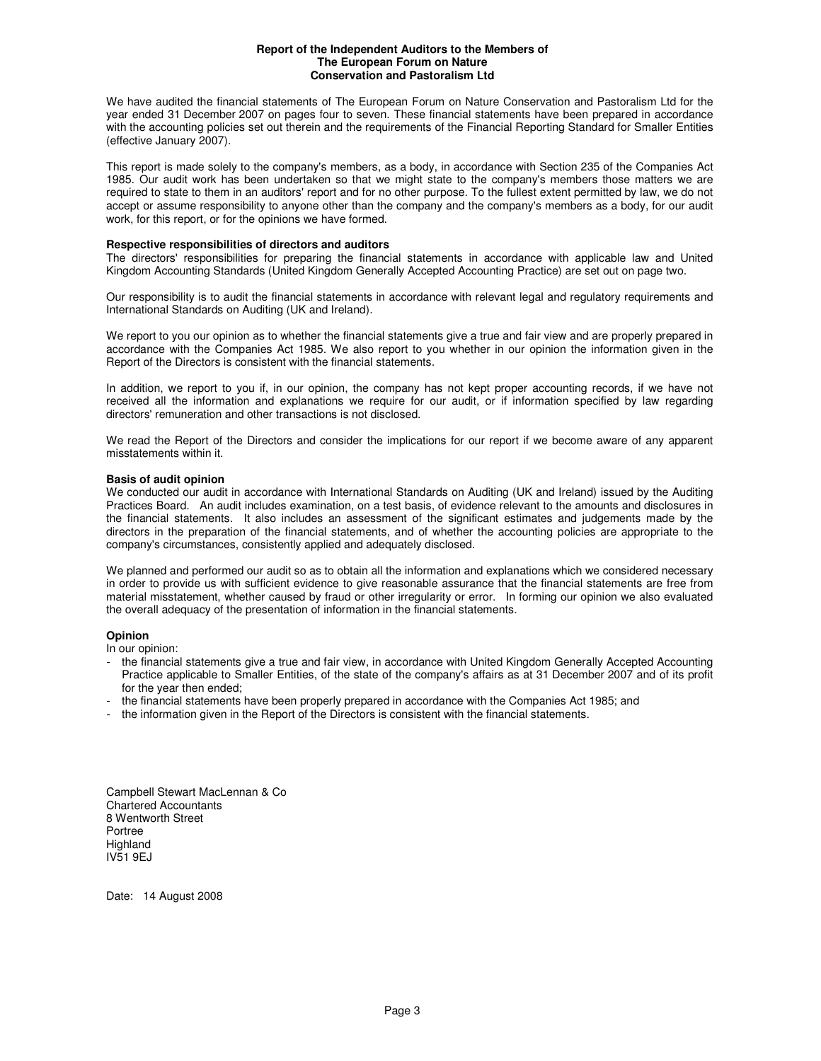# Report of the Independent Auditors to the Members of The European Forum on Nature Conservation and Pastoralism Ltd

We have audited the financial statements of The European Forum on Nature Conservation and Pastoralism Ltd for the year ended 31 December 2007 on pages four to seven. These financial statements have been prepared in accordance with the accounting policies set out therein and the requirements of the Financial Reporting Standard for Smaller Entities (effective January 2007).

This report is made solely to the company's members, as a body, in accordance with Section 235 of the Companies Act 1985. Our audit work has been undertaken so that we might state to the company's members those matters we are required to state to them in an auditors' report and for no other purpose. To the fullest extent permitted by law, we do not accept or assume responsibility to anyone other than the company and the company's members as a body, for our audit work, for this report, or for the opinions we have formed.

**Respective responsibilities of directors and auditors**

The directors' responsibilities for preparing the financial statements in accordance with applicable law and United Kingdom Accounting Standards (United Kingdom Generally Accepted Accounting Practice) are set out on page two.

Our responsibility is to audit the financial statements in accordance with relevant legal and regulatory requirements and International Standards on Auditing (UK and Ireland).

We report to you our opinion as to whether the financial statements give a true and fair view and are properly prepared in accordance with the Companies Act 1985. We also report to you whether in our opinion the information given in the Report of the Directors is consistent with the financial statements.

In addition, we report to you if, in our opinion, the company has not kept proper accounting records, if we have not received all the information and explanations we require for our audit, or if information specified by law regarding directors' remuneration and other transactions is not disclosed.

We read the Report of the Directors and consider the implications for our report if we become aware of any apparent misstatements within it.

**Basis of audit opinion**

We conducted our audit in accordance with International Standards on Auditing (UK and Ireland) issued by the Auditing Practices Board. An audit includes examination, on a test basis, of evidence relevant to the amounts and disclosures in the financial statements. It also includes an assessment of the significant estimates and judgements made by the directors in the preparation of the financial statements, and of whether the accounting policies are appropriate to the company's circumstances, consistently applied and adequately disclosed.

We planned and performed our audit so as to obtain all the information and explanations which we considered necessary in order to provide us with sufficient evidence to give reasonable assurance that the financial statements are free from material misstatement, whether caused by fraud or other irregularity or error. In forming our opinion we also evaluated the overall adequacy of the presentation of information in the financial statements.

**Opinion**

In our opinion:

- the financial statements give a true and fair view, in accordance with United Kingdom Generally Accepted Accounting Practice applicable to Smaller Entities, of the state of the company's affairs as at 31 December 2007 and of its profit for the year then ended;
- the financial statements have been properly prepared in accordance with the Companies Act 1985; and
- the information given in the Report of the Directors is consistent with the financial statements.

Campbell Stewart MacLennan & Co
Chartered Accountants
8 Wentworth Street
Portree
Highland
IV51 9EJ

Date: 14 August 2008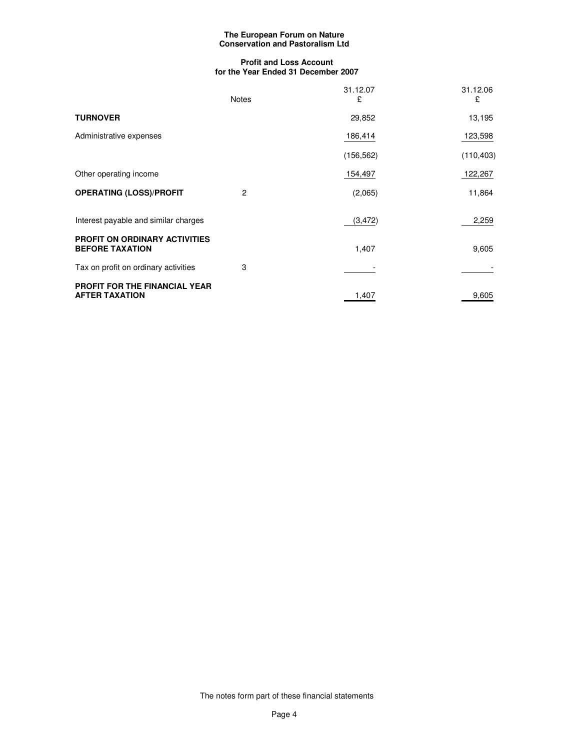**The European Forum on Nature Conservation and Pastoralism Ltd**

## Profit and Loss Account for the Year Ended 31 December 2007

| | Notes | 31.12.07 £ | 31.12.06 £ |
|---|---|---|---|
| **TURNOVER** | | 29,852 | 13,195 |
| Administrative expenses | | 186,414 | 123,598 |
| | | (156,562) | (110,403) |
| Other operating income | | 154,497 | 122,267 |
| **OPERATING (LOSS)/PROFIT** | 2 | (2,065) | 11,864 |
| Interest payable and similar charges | | (3,472) | 2,259 |
| **PROFIT ON ORDINARY ACTIVITIES BEFORE TAXATION** | | 1,407 | 9,605 |
| Tax on profit on ordinary activities | 3 | - | - |
| **PROFIT FOR THE FINANCIAL YEAR AFTER TAXATION** | | 1,407 | 9,605 |

The notes form part of these financial statements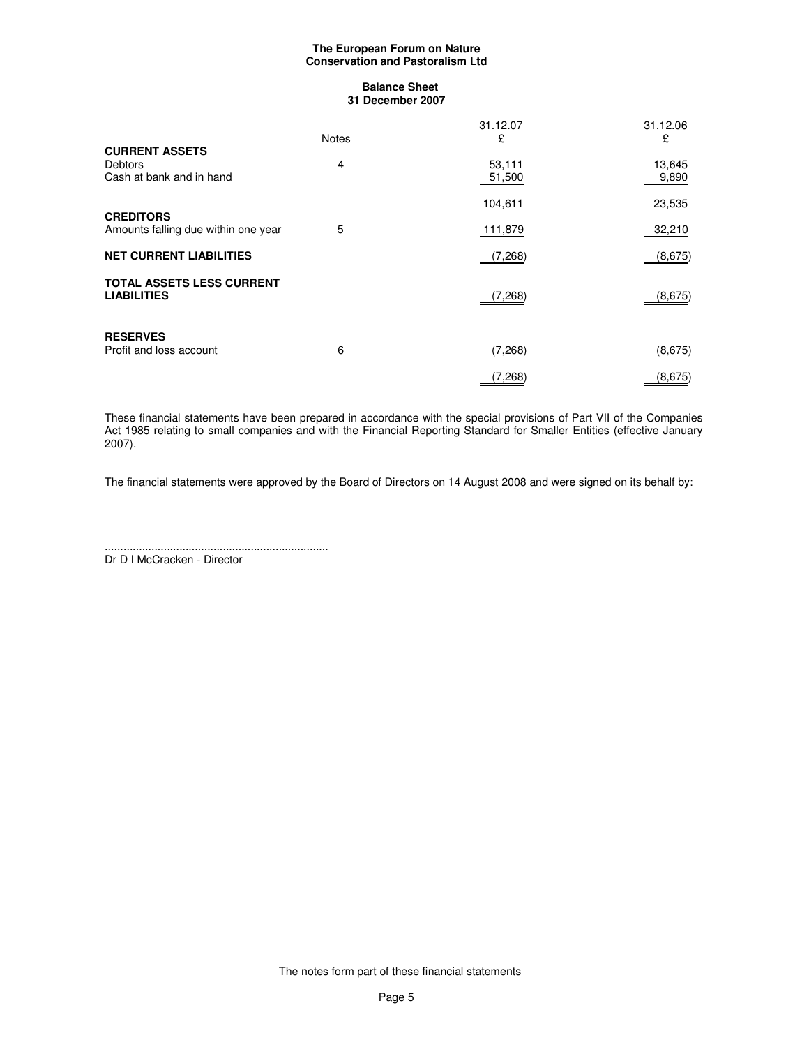**The European Forum on Nature Conservation and Pastoralism Ltd**

# Balance Sheet
## 31 December 2007

| | Notes | 31.12.07 £ | 31.12.06 £ |
|---|---|---|---|
| **CURRENT ASSETS** | | | |
| Debtors | 4 | 53,111 | 13,645 |
| Cash at bank and in hand | | 51,500 | 9,890 |
| | | 104,611 | 23,535 |
| **CREDITORS** | | | |
| Amounts falling due within one year | 5 | 111,879 | 32,210 |
| **NET CURRENT LIABILITIES** | | (7,268) | (8,675) |
| **TOTAL ASSETS LESS CURRENT LIABILITIES** | | (7,268) | (8,675) |
| **RESERVES** | | | |
| Profit and loss account | 6 | (7,268) | (8,675) |
| | | (7,268) | (8,675) |

These financial statements have been prepared in accordance with the special provisions of Part VII of the Companies Act 1985 relating to small companies and with the Financial Reporting Standard for Smaller Entities (effective January 2007).

The financial statements were approved by the Board of Directors on 14 August 2008 and were signed on its behalf by:

.......................................................................
Dr D I McCracken - Director

The notes form part of these financial statements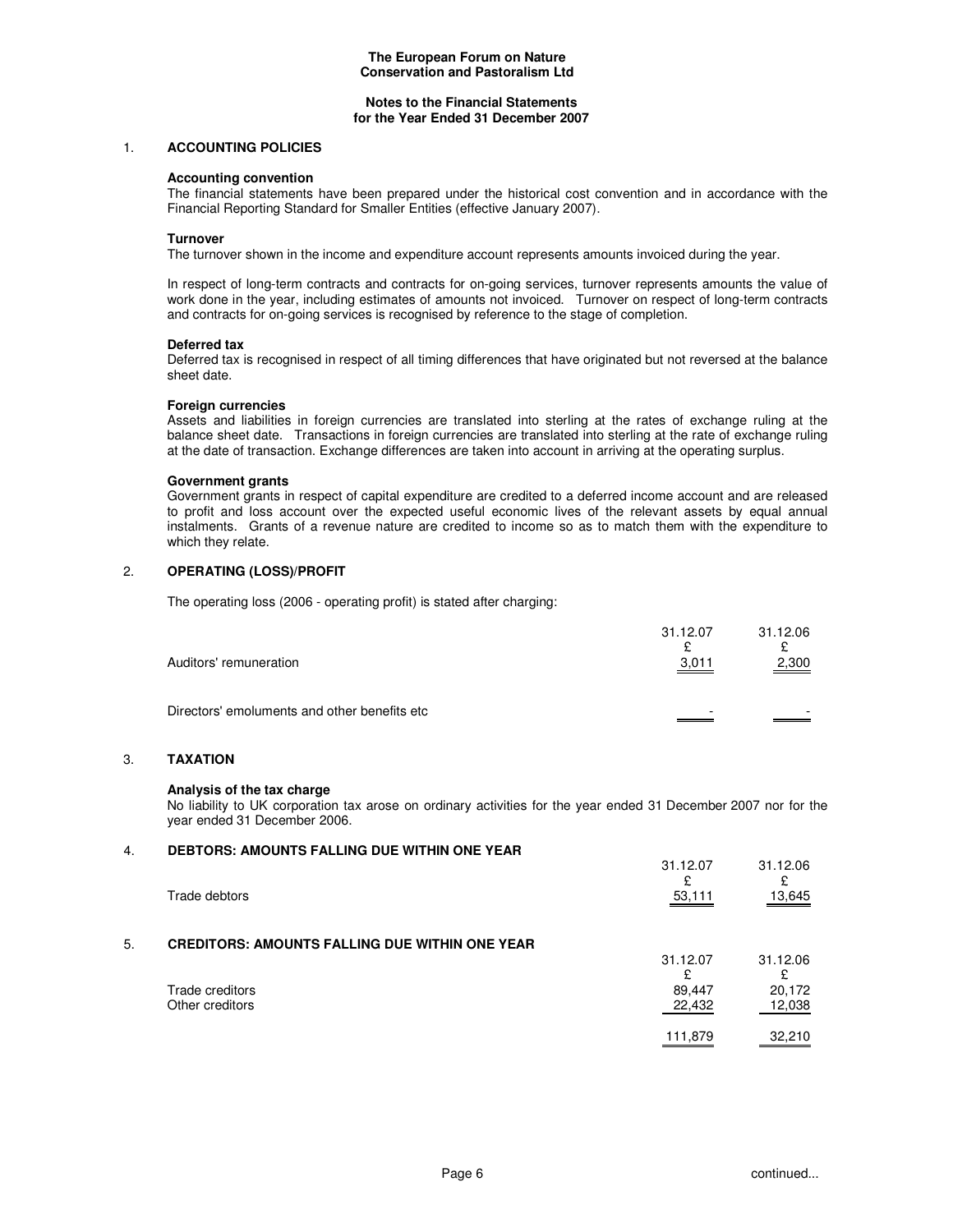**The European Forum on Nature Conservation and Pastoralism Ltd**

**Notes to the Financial Statements for the Year Ended 31 December 2007**

## 1. ACCOUNTING POLICIES

**Accounting convention**

The financial statements have been prepared under the historical cost convention and in accordance with the Financial Reporting Standard for Smaller Entities (effective January 2007).

**Turnover**

The turnover shown in the income and expenditure account represents amounts invoiced during the year.

In respect of long-term contracts and contracts for on-going services, turnover represents amounts the value of work done in the year, including estimates of amounts not invoiced. Turnover on respect of long-term contracts and contracts for on-going services is recognised by reference to the stage of completion.

**Deferred tax**

Deferred tax is recognised in respect of all timing differences that have originated but not reversed at the balance sheet date.

**Foreign currencies**

Assets and liabilities in foreign currencies are translated into sterling at the rates of exchange ruling at the balance sheet date. Transactions in foreign currencies are translated into sterling at the rate of exchange ruling at the date of transaction. Exchange differences are taken into account in arriving at the operating surplus.

**Government grants**

Government grants in respect of capital expenditure are credited to a deferred income account and are released to profit and loss account over the expected useful economic lives of the relevant assets by equal annual instalments. Grants of a revenue nature are credited to income so as to match them with the expenditure to which they relate.

## 2. OPERATING (LOSS)/PROFIT

The operating loss (2006 - operating profit) is stated after charging:

| | 31.12.07 | 31.12.06 |
|---|---|---|
| | £ | £ |
| Auditors' remuneration | 3,011 | 2,300 |
| Directors' emoluments and other benefits etc | - | - |

## 3. TAXATION

**Analysis of the tax charge**

No liability to UK corporation tax arose on ordinary activities for the year ended 31 December 2007 nor for the year ended 31 December 2006.

## 4. DEBTORS: AMOUNTS FALLING DUE WITHIN ONE YEAR

| | 31.12.07 | 31.12.06 |
|---|---|---|
| | £ | £ |
| Trade debtors | 53,111 | 13,645 |

## 5. CREDITORS: AMOUNTS FALLING DUE WITHIN ONE YEAR

| | 31.12.07 | 31.12.06 |
|---|---|---|
| | £ | £ |
| Trade creditors | 89,447 | 20,172 |
| Other creditors | 22,432 | 12,038 |
| | 111,879 | 32,210 |

continued...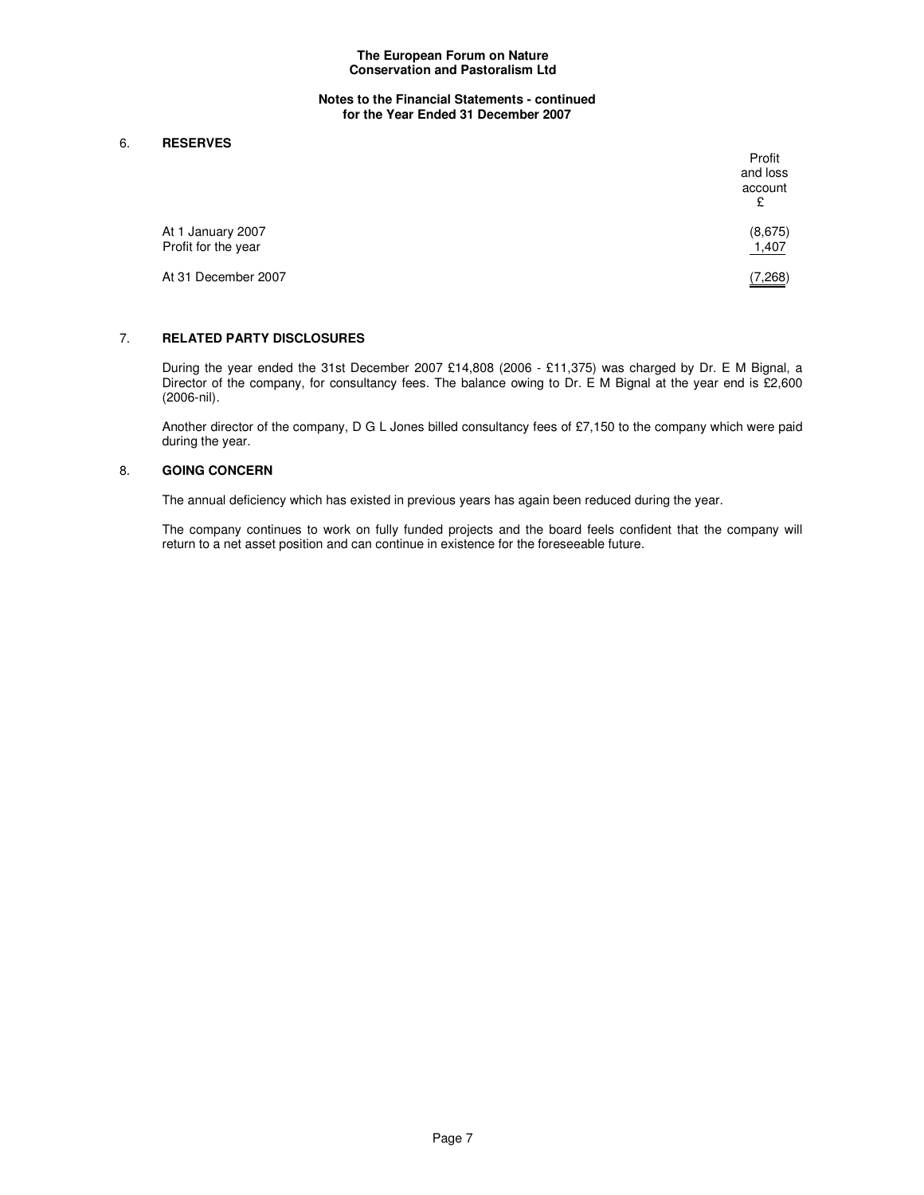**The European Forum on Nature Conservation and Pastoralism Ltd**

**Notes to the Financial Statements - continued for the Year Ended 31 December 2007**

## 6. RESERVES

| | Profit and loss account £ |
|---|---|
| At 1 January 2007 | (8,675) |
| Profit for the year | 1,407 |
| At 31 December 2007 | (7,268) |

## 7. RELATED PARTY DISCLOSURES

During the year ended the 31st December 2007 £14,808 (2006 - £11,375) was charged by Dr. E M Bignal, a Director of the company, for consultancy fees. The balance owing to Dr. E M Bignal at the year end is £2,600 (2006-nil).

Another director of the company, D G L Jones billed consultancy fees of £7,150 to the company which were paid during the year.

## 8. GOING CONCERN

The annual deficiency which has existed in previous years has again been reduced during the year.

The company continues to work on fully funded projects and the board feels confident that the company will return to a net asset position and can continue in existence for the foreseeable future.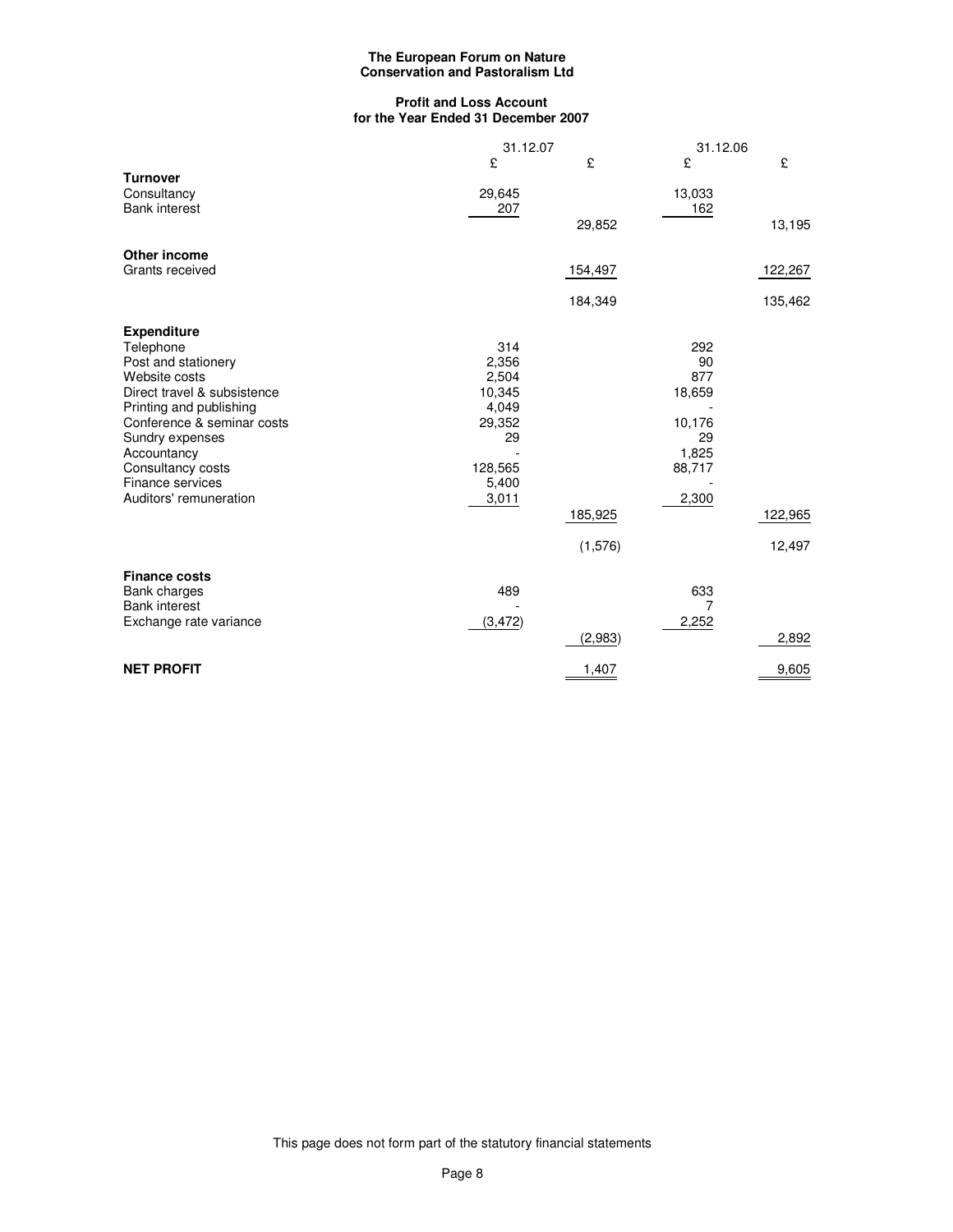**The European Forum on Nature Conservation and Pastoralism Ltd**

**Profit and Loss Account for the Year Ended 31 December 2007**

| | 31.12.07 | | 31.12.06 | |
|---|---|---|---|---|
| | £ | £ | £ | £ |
| **Turnover** | | | | |
| Consultancy | 29,645 | | 13,033 | |
| Bank interest | 207 | | 162 | |
| | | 29,852 | | 13,195 |
| **Other income** | | | | |
| Grants received | | 154,497 | | 122,267 |
| | | 184,349 | | 135,462 |
| **Expenditure** | | | | |
| Telephone | 314 | | 292 | |
| Post and stationery | 2,356 | | 90 | |
| Website costs | 2,504 | | 877 | |
| Direct travel & subsistence | 10,345 | | 18,659 | |
| Printing and publishing | 4,049 | | - | |
| Conference & seminar costs | 29,352 | | 10,176 | |
| Sundry expenses | 29 | | 29 | |
| Accountancy | - | | 1,825 | |
| Consultancy costs | 128,565 | | 88,717 | |
| Finance services | 5,400 | | - | |
| Auditors' remuneration | 3,011 | | 2,300 | |
| | | 185,925 | | 122,965 |
| | | (1,576) | | 12,497 |
| **Finance costs** | | | | |
| Bank charges | 489 | | 633 | |
| Bank interest | - | | 7 | |
| Exchange rate variance | (3,472) | | 2,252 | |
| | | (2,983) | | 2,892 |
| **NET PROFIT** | | 1,407 | | 9,605 |

This page does not form part of the statutory financial statements